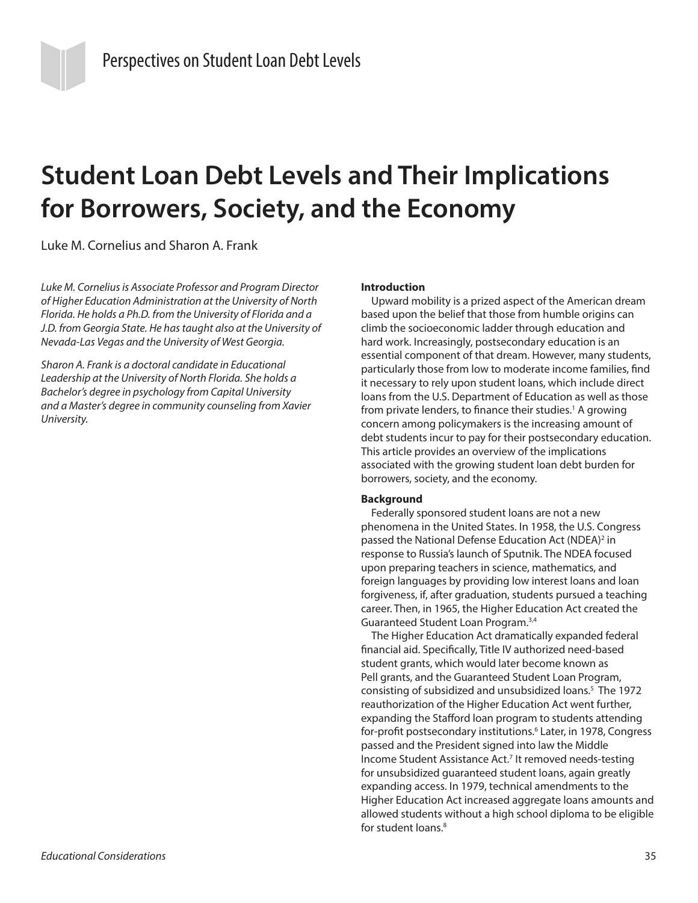Perspectives on Student Loan Debt Levels

# Student Loan Debt Levels and Their Implications for Borrowers, Society, and the Economy

Luke M. Cornelius and Sharon A. Frank

*Luke M. Cornelius is Associate Professor and Program Director of Higher Education Administration at the University of North Florida. He holds a Ph.D. from the University of Florida and a J.D. from Georgia State. He has taught also at the University of Nevada-Las Vegas and the University of West Georgia.*

*Sharon A. Frank is a doctoral candidate in Educational Leadership at the University of North Florida. She holds a Bachelor's degree in psychology from Capital University and a Master's degree in community counseling from Xavier University.*

**Introduction**

Upward mobility is a prized aspect of the American dream based upon the belief that those from humble origins can climb the socioeconomic ladder through education and hard work. Increasingly, postsecondary education is an essential component of that dream. However, many students, particularly those from low to moderate income families, find it necessary to rely upon student loans, which include direct loans from the U.S. Department of Education as well as those from private lenders, to finance their studies.[1] A growing concern among policymakers is the increasing amount of debt students incur to pay for their postsecondary education. This article provides an overview of the implications associated with the growing student loan debt burden for borrowers, society, and the economy.

**Background**

Federally sponsored student loans are not a new phenomena in the United States. In 1958, the U.S. Congress passed the National Defense Education Act (NDEA)[2] in response to Russia's launch of Sputnik. The NDEA focused upon preparing teachers in science, mathematics, and foreign languages by providing low interest loans and loan forgiveness, if, after graduation, students pursued a teaching career. Then, in 1965, the Higher Education Act created the Guaranteed Student Loan Program.[3,4]

The Higher Education Act dramatically expanded federal financial aid. Specifically, Title IV authorized need-based student grants, which would later become known as Pell grants, and the Guaranteed Student Loan Program, consisting of subsidized and unsubsidized loans.[5] The 1972 reauthorization of the Higher Education Act went further, expanding the Stafford loan program to students attending for-profit postsecondary institutions.[6] Later, in 1978, Congress passed and the President signed into law the Middle Income Student Assistance Act.[7] It removed needs-testing for unsubsidized guaranteed student loans, again greatly expanding access. In 1979, technical amendments to the Higher Education Act increased aggregate loans amounts and allowed students without a high school diploma to be eligible for student loans.[8]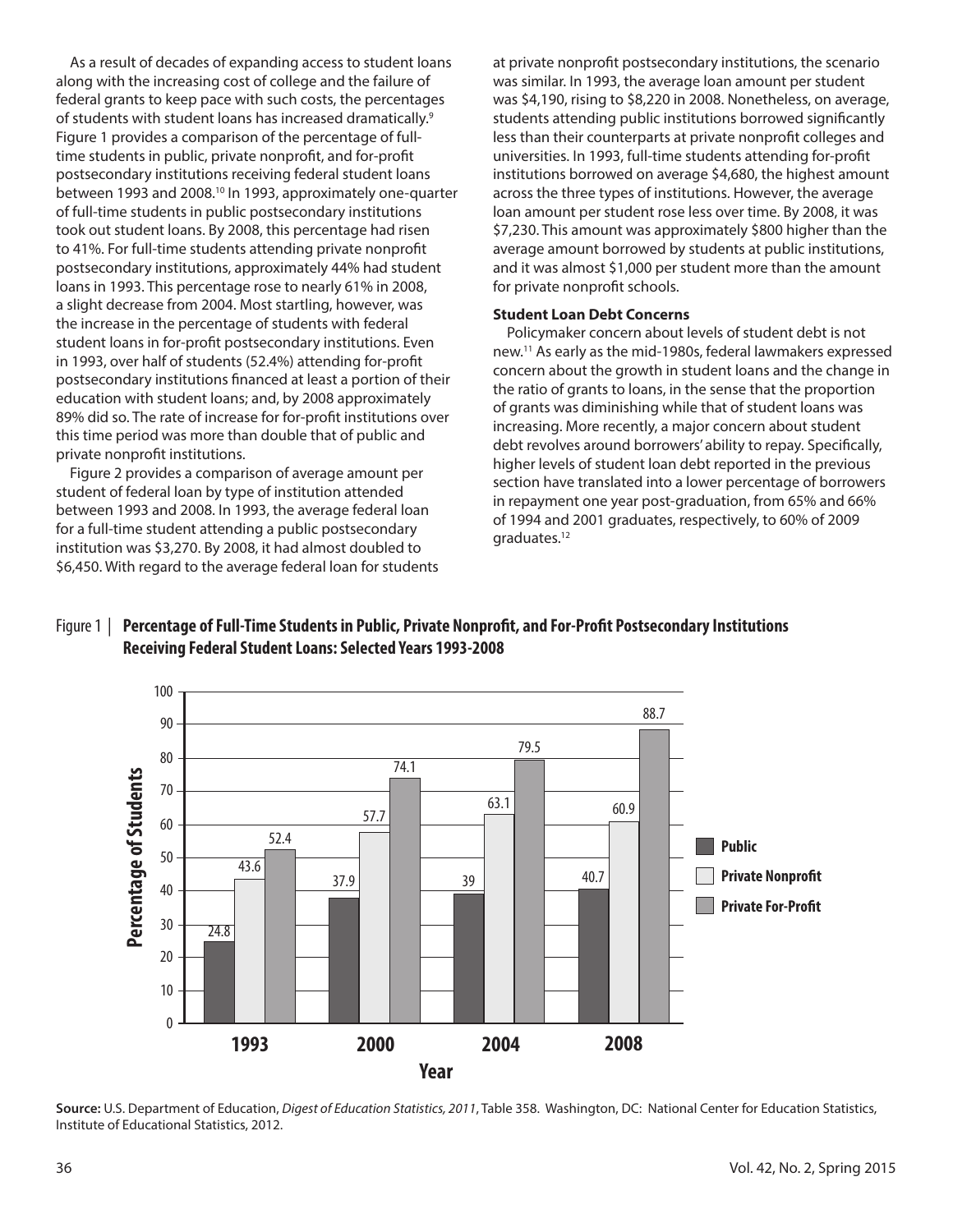As a result of decades of expanding access to student loans along with the increasing cost of college and the failure of federal grants to keep pace with such costs, the percentages of students with student loans has increased dramatically.[9] Figure 1 provides a comparison of the percentage of full-time students in public, private nonprofit, and for-profit postsecondary institutions receiving federal student loans between 1993 and 2008.[10] In 1993, approximately one-quarter of full-time students in public postsecondary institutions took out student loans. By 2008, this percentage had risen to 41%. For full-time students attending private nonprofit postsecondary institutions, approximately 44% had student loans in 1993. This percentage rose to nearly 61% in 2008, a slight decrease from 2004. Most startling, however, was the increase in the percentage of students with federal student loans in for-profit postsecondary institutions. Even in 1993, over half of students (52.4%) attending for-profit postsecondary institutions financed at least a portion of their education with student loans; and, by 2008 approximately 89% did so. The rate of increase for for-profit institutions over this time period was more than double that of public and private nonprofit institutions.

Figure 2 provides a comparison of average amount per student of federal loan by type of institution attended between 1993 and 2008. In 1993, the average federal loan for a full-time student attending a public postsecondary institution was $3,270. By 2008, it had almost doubled to $6,450. With regard to the average federal loan for students at private nonprofit postsecondary institutions, the scenario was similar. In 1993, the average loan amount per student was $4,190, rising to $8,220 in 2008. Nonetheless, on average, students attending public institutions borrowed significantly less than their counterparts at private nonprofit colleges and universities. In 1993, full-time students attending for-profit institutions borrowed on average $4,680, the highest amount across the three types of institutions. However, the average loan amount per student rose less over time. By 2008, it was $7,230. This amount was approximately $800 higher than the average amount borrowed by students at public institutions, and it was almost $1,000 per student more than the amount for private nonprofit schools.

**Student Loan Debt Concerns**

Policymaker concern about levels of student debt is not new.[11] As early as the mid-1980s, federal lawmakers expressed concern about the growth in student loans and the change in the ratio of grants to loans, in the sense that the proportion of grants was diminishing while that of student loans was increasing. More recently, a major concern about student debt revolves around borrowers' ability to repay. Specifically, higher levels of student loan debt reported in the previous section have translated into a lower percentage of borrowers in repayment one year post-graduation, from 65% and 66% of 1994 and 2001 graduates, respectively, to 60% of 2009 graduates.[12]

Figure 1 | **Percentage of Full-Time Students in Public, Private Nonprofit, and For-Profit Postsecondary Institutions Receiving Federal Student Loans: Selected Years 1993-2008**

| Year | Public | Private Nonprofit | Private For-Profit |
|---|---|---|---|
| 1993 | 24.8 | 43.6 | 52.4 |
| 2000 | 37.9 | 57.7 | 74.1 |
| 2004 | 39 | 63.1 | 79.5 |
| 2008 | 40.7 | 60.9 | 88.7 |

**Source:** U.S. Department of Education, *Digest of Education Statistics, 2011*, Table 358. Washington, DC: National Center for Education Statistics, Institute of Educational Statistics, 2012.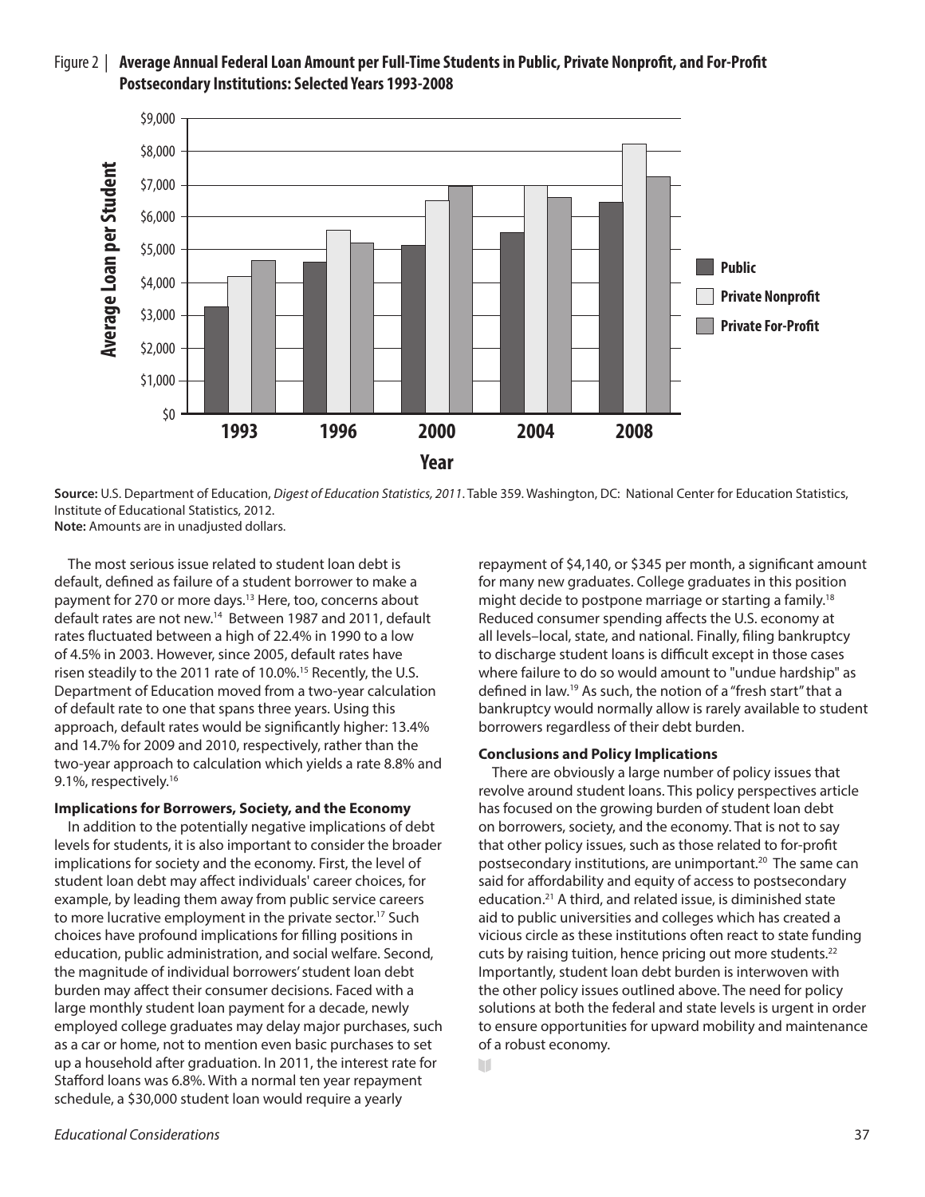Figure 2 | **Average Annual Federal Loan Amount per Full-Time Students in Public, Private Nonprofit, and For-Profit Postsecondary Institutions: Selected Years 1993-2008**

**Source:** U.S. Department of Education, *Digest of Education Statistics, 2011*. Table 359. Washington, DC: National Center for Education Statistics, Institute of Educational Statistics, 2012.
**Note:** Amounts are in unadjusted dollars.

The most serious issue related to student loan debt is default, defined as failure of a student borrower to make a payment for 270 or more days.[13] Here, too, concerns about default rates are not new.[14] Between 1987 and 2011, default rates fluctuated between a high of 22.4% in 1990 to a low of 4.5% in 2003. However, since 2005, default rates have risen steadily to the 2011 rate of 10.0%.[15] Recently, the U.S. Department of Education moved from a two-year calculation of default rate to one that spans three years. Using this approach, default rates would be significantly higher: 13.4% and 14.7% for 2009 and 2010, respectively, rather than the two-year approach to calculation which yields a rate 8.8% and 9.1%, respectively.[16]

**Implications for Borrowers, Society, and the Economy**

In addition to the potentially negative implications of debt levels for students, it is also important to consider the broader implications for society and the economy. First, the level of student loan debt may affect individuals' career choices, for example, by leading them away from public service careers to more lucrative employment in the private sector.[17] Such choices have profound implications for filling positions in education, public administration, and social welfare. Second, the magnitude of individual borrowers' student loan debt burden may affect their consumer decisions. Faced with a large monthly student loan payment for a decade, newly employed college graduates may delay major purchases, such as a car or home, not to mention even basic purchases to set up a household after graduation. In 2011, the interest rate for Stafford loans was 6.8%. With a normal ten year repayment schedule, a $30,000 student loan would require a yearly repayment of $4,140, or $345 per month, a significant amount for many new graduates. College graduates in this position might decide to postpone marriage or starting a family.[18] Reduced consumer spending affects the U.S. economy at all levels–local, state, and national. Finally, filing bankruptcy to discharge student loans is difficult except in those cases where failure to do so would amount to "undue hardship" as defined in law.[19] As such, the notion of a "fresh start" that a bankruptcy would normally allow is rarely available to student borrowers regardless of their debt burden.

**Conclusions and Policy Implications**

There are obviously a large number of policy issues that revolve around student loans. This policy perspectives article has focused on the growing burden of student loan debt on borrowers, society, and the economy. That is not to say that other policy issues, such as those related to for-profit postsecondary institutions, are unimportant.[20] The same can said for affordability and equity of access to postsecondary education.[21] A third, and related issue, is diminished state aid to public universities and colleges which has created a vicious circle as these institutions often react to state funding cuts by raising tuition, hence pricing out more students.[22] Importantly, student loan debt burden is interwoven with the other policy issues outlined above. The need for policy solutions at both the federal and state levels is urgent in order to ensure opportunities for upward mobility and maintenance of a robust economy.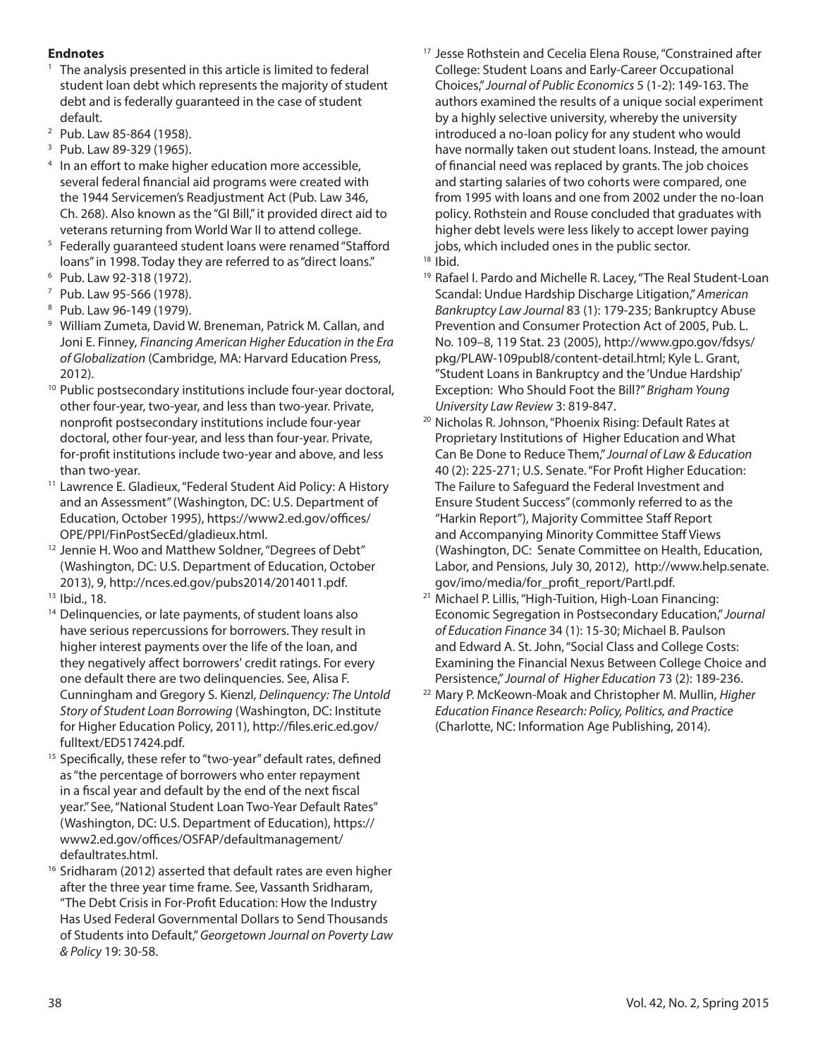## Endnotes

1. The analysis presented in this article is limited to federal student loan debt which represents the majority of student debt and is federally guaranteed in the case of student default.
2. Pub. Law 85-864 (1958).
3. Pub. Law 89-329 (1965).
4. In an effort to make higher education more accessible, several federal financial aid programs were created with the 1944 Servicemen's Readjustment Act (Pub. Law 346, Ch. 268). Also known as the "GI Bill," it provided direct aid to veterans returning from World War II to attend college.
5. Federally guaranteed student loans were renamed "Stafford loans" in 1998. Today they are referred to as "direct loans."
6. Pub. Law 92-318 (1972).
7. Pub. Law 95-566 (1978).
8. Pub. Law 96-149 (1979).
9. William Zumeta, David W. Breneman, Patrick M. Callan, and Joni E. Finney, *Financing American Higher Education in the Era of Globalization* (Cambridge, MA: Harvard Education Press, 2012).
10. Public postsecondary institutions include four-year doctoral, other four-year, two-year, and less than two-year. Private, nonprofit postsecondary institutions include four-year doctoral, other four-year, and less than four-year. Private, for-profit institutions include two-year and above, and less than two-year.
11. Lawrence E. Gladieux, "Federal Student Aid Policy: A History and an Assessment" (Washington, DC: U.S. Department of Education, October 1995), https://www2.ed.gov/offices/OPE/PPI/FinPostSecEd/gladieux.html.
12. Jennie H. Woo and Matthew Soldner, "Degrees of Debt" (Washington, DC: U.S. Department of Education, October 2013), 9, http://nces.ed.gov/pubs2014/2014011.pdf.
13. Ibid., 18.
14. Delinquencies, or late payments, of student loans also have serious repercussions for borrowers. They result in higher interest payments over the life of the loan, and they negatively affect borrowers' credit ratings. For every one default there are two delinquencies. See, Alisa F. Cunningham and Gregory S. Kienzl, *Delinquency: The Untold Story of Student Loan Borrowing* (Washington, DC: Institute for Higher Education Policy, 2011), http://files.eric.ed.gov/fulltext/ED517424.pdf.
15. Specifically, these refer to "two-year" default rates, defined as "the percentage of borrowers who enter repayment in a fiscal year and default by the end of the next fiscal year." See, "National Student Loan Two-Year Default Rates" (Washington, DC: U.S. Department of Education), https://www2.ed.gov/offices/OSFAP/defaultmanagement/defaultrates.html.
16. Sridharam (2012) asserted that default rates are even higher after the three year time frame. See, Vassanth Sridharam, "The Debt Crisis in For-Profit Education: How the Industry Has Used Federal Governmental Dollars to Send Thousands of Students into Default," *Georgetown Journal on Poverty Law & Policy* 19: 30-58.
17. Jesse Rothstein and Cecelia Elena Rouse, "Constrained after College: Student Loans and Early-Career Occupational Choices," *Journal of Public Economics* 5 (1-2): 149-163. The authors examined the results of a unique social experiment by a highly selective university, whereby the university introduced a no-loan policy for any student who would have normally taken out student loans. Instead, the amount of financial need was replaced by grants. The job choices and starting salaries of two cohorts were compared, one from 1995 with loans and one from 2002 under the no-loan policy. Rothstein and Rouse concluded that graduates with higher debt levels were less likely to accept lower paying jobs, which included ones in the public sector.
18. Ibid.
19. Rafael I. Pardo and Michelle R. Lacey, "The Real Student-Loan Scandal: Undue Hardship Discharge Litigation," *American Bankruptcy Law Journal* 83 (1): 179-235; Bankruptcy Abuse Prevention and Consumer Protection Act of 2005, Pub. L. No. 109–8, 119 Stat. 23 (2005), http://www.gpo.gov/fdsys/pkg/PLAW-109publ8/content-detail.html; Kyle L. Grant, "Student Loans in Bankruptcy and the 'Undue Hardship' Exception: Who Should Foot the Bill?" *Brigham Young University Law Review* 3: 819-847.
20. Nicholas R. Johnson, "Phoenix Rising: Default Rates at Proprietary Institutions of Higher Education and What Can Be Done to Reduce Them," *Journal of Law & Education* 40 (2): 225-271; U.S. Senate. "For Profit Higher Education: The Failure to Safeguard the Federal Investment and Ensure Student Success" (commonly referred to as the "Harkin Report"), Majority Committee Staff Report and Accompanying Minority Committee Staff Views (Washington, DC: Senate Committee on Health, Education, Labor, and Pensions, July 30, 2012), http://www.help.senate.gov/imo/media/for_profit_report/PartI.pdf.
21. Michael P. Lillis, "High-Tuition, High-Loan Financing: Economic Segregation in Postsecondary Education," *Journal of Education Finance* 34 (1): 15-30; Michael B. Paulson and Edward A. St. John, "Social Class and College Costs: Examining the Financial Nexus Between College Choice and Persistence," *Journal of Higher Education* 73 (2): 189-236.
22. Mary P. McKeown-Moak and Christopher M. Mullin, *Higher Education Finance Research: Policy, Politics, and Practice* (Charlotte, NC: Information Age Publishing, 2014).